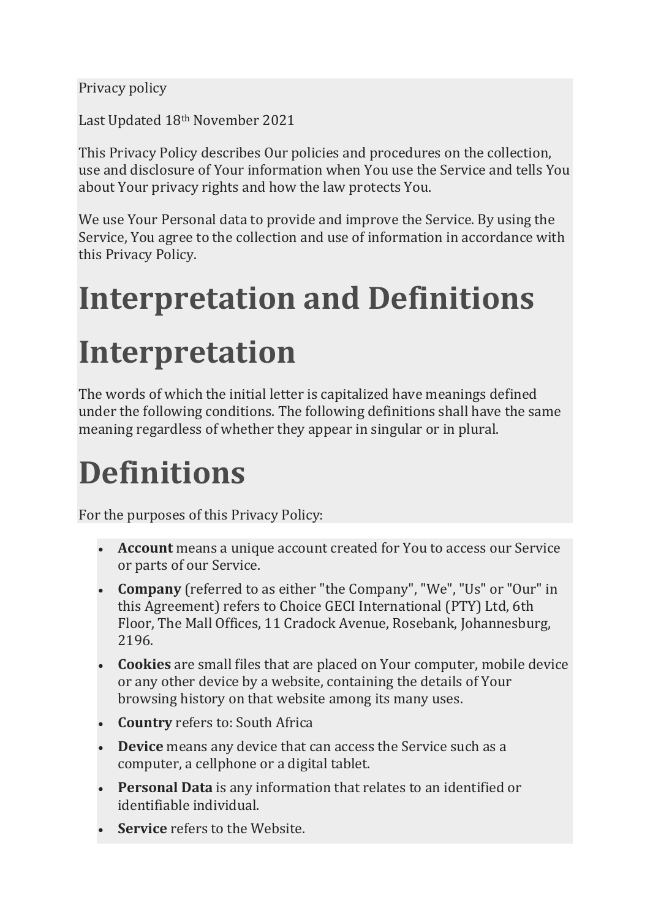Privacy policy

Last Updated 18th November 2021

This Privacy Policy describes Our policies and procedures on the collection, use and disclosure of Your information when You use the Service and tells You about Your privacy rights and how the law protects You.

We use Your Personal data to provide and improve the Service. By using the Service, You agree to the collection and use of information in accordance with this Privacy Policy.

# Interpretation and Definitions

# Interpretation

The words of which the initial letter is capitalized have meanings defined under the following conditions. The following definitions shall have the same meaning regardless of whether they appear in singular or in plural.

# Definitions

For the purposes of this Privacy Policy:

- **Account** means a unique account created for You to access our Service or parts of our Service.
- **Company** (referred to as either "the Company", "We", "Us" or "Our" in this Agreement) refers to Choice GECI International (PTY) Ltd, 6th Floor, The Mall Offices, 11 Cradock Avenue, Rosebank, Johannesburg, 2196.
- **Cookies** are small files that are placed on Your computer, mobile device or any other device by a website, containing the details of Your browsing history on that website among its many uses.
- **Country** refers to: South Africa
- **Device** means any device that can access the Service such as a computer, a cellphone or a digital tablet.
- **Personal Data** is any information that relates to an identified or identifiable individual.
- **Service** refers to the Website.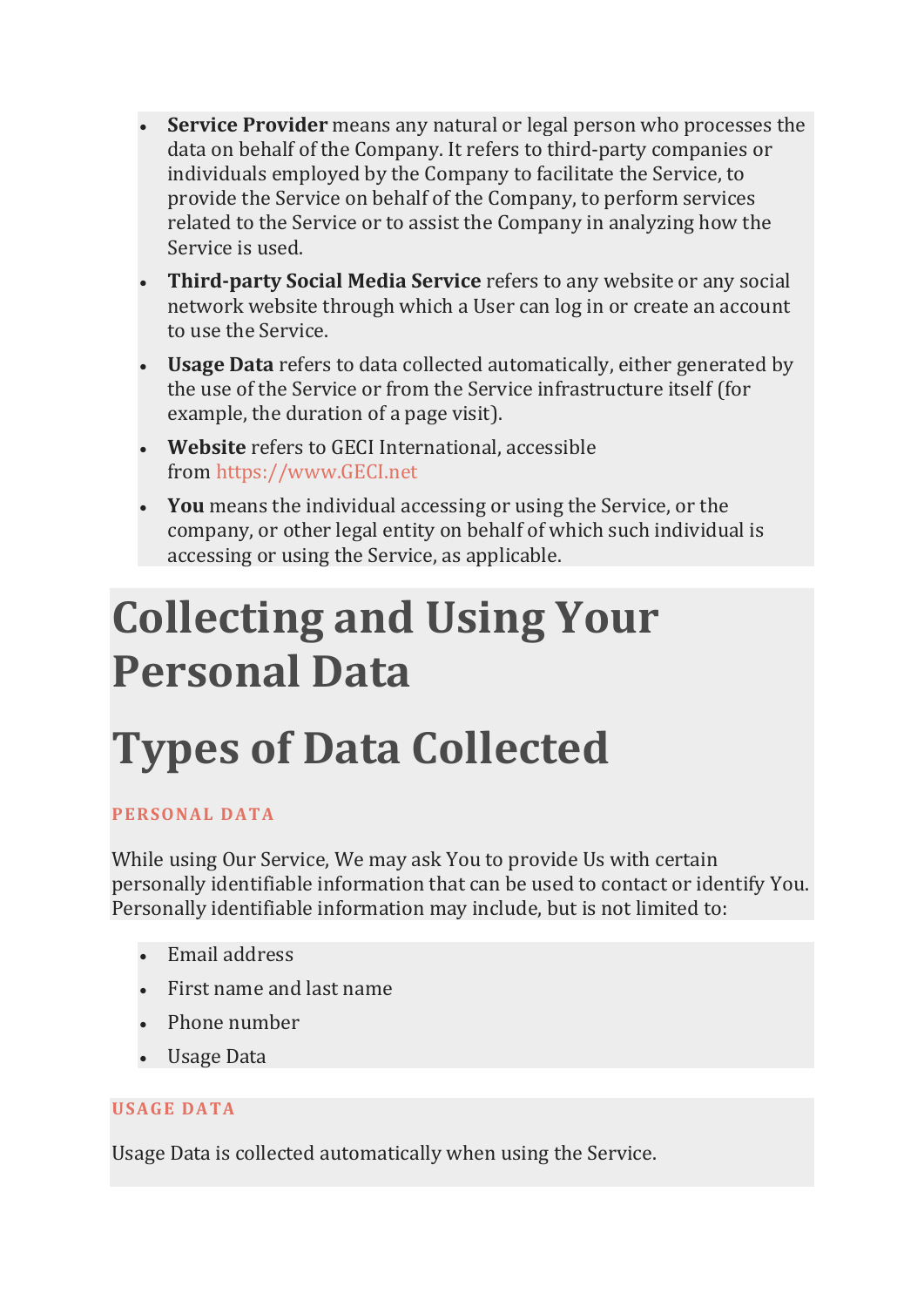- **Service Provider** means any natural or legal person who processes the data on behalf of the Company. It refers to third-party companies or individuals employed by the Company to facilitate the Service, to provide the Service on behalf of the Company, to perform services related to the Service or to assist the Company in analyzing how the Service is used.
- **Third-party Social Media Service** refers to any website or any social network website through which a User can log in or create an account to use the Service.
- **Usage Data** refers to data collected automatically, either generated by the use of the Service or from the Service infrastructure itself (for example, the duration of a page visit).
- **Website** refers to GECI International, accessible from https://www.GECI.net
- **You** means the individual accessing or using the Service, or the company, or other legal entity on behalf of which such individual is accessing or using the Service, as applicable.

# Collecting and Using Your Personal Data

# Types of Data Collected

### PERSONAL DATA

While using Our Service, We may ask You to provide Us with certain personally identifiable information that can be used to contact or identify You. Personally identifiable information may include, but is not limited to:

- Email address
- First name and last name
- Phone number
- Usage Data

### USAGE DATA

Usage Data is collected automatically when using the Service.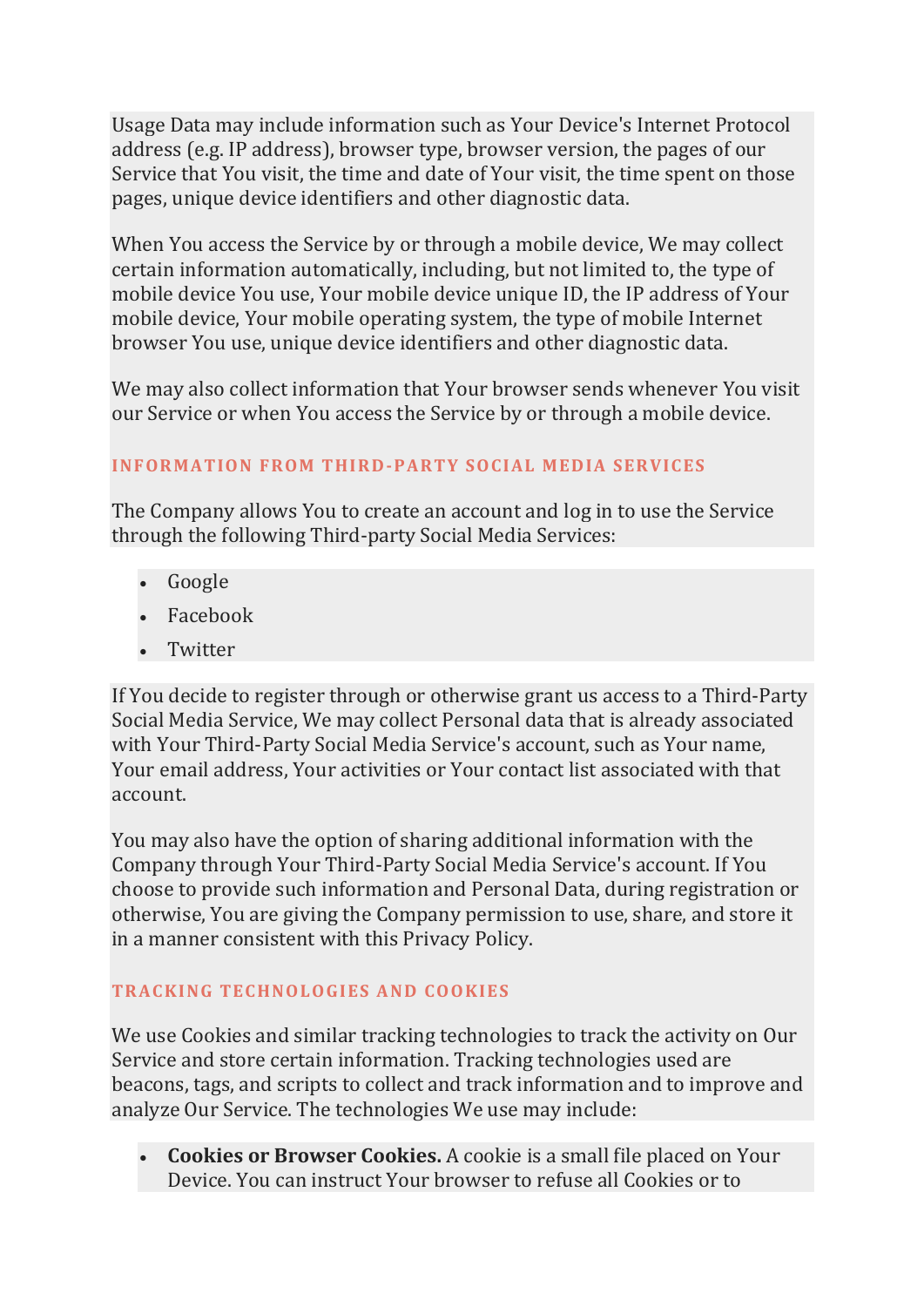Usage Data may include information such as Your Device's Internet Protocol address (e.g. IP address), browser type, browser version, the pages of our Service that You visit, the time and date of Your visit, the time spent on those pages, unique device identifiers and other diagnostic data.

When You access the Service by or through a mobile device, We may collect certain information automatically, including, but not limited to, the type of mobile device You use, Your mobile device unique ID, the IP address of Your mobile device, Your mobile operating system, the type of mobile Internet browser You use, unique device identifiers and other diagnostic data.

We may also collect information that Your browser sends whenever You visit our Service or when You access the Service by or through a mobile device.

#### INFORMATION FROM THIRD-PARTY SOCIAL MEDIA SERVICES

The Company allows You to create an account and log in to use the Service through the following Third-party Social Media Services:

- Google
- Facebook
- Twitter

If You decide to register through or otherwise grant us access to a Third-Party Social Media Service, We may collect Personal data that is already associated with Your Third-Party Social Media Service's account, such as Your name, Your email address, Your activities or Your contact list associated with that account.

You may also have the option of sharing additional information with the Company through Your Third-Party Social Media Service's account. If You choose to provide such information and Personal Data, during registration or otherwise, You are giving the Company permission to use, share, and store it in a manner consistent with this Privacy Policy.

#### TRACKING TECHNOLOGIES AND COOKIES

We use Cookies and similar tracking technologies to track the activity on Our Service and store certain information. Tracking technologies used are beacons, tags, and scripts to collect and track information and to improve and analyze Our Service. The technologies We use may include:

- **Cookies or Browser Cookies.** A cookie is a small file placed on Your Device. You can instruct Your browser to refuse all Cookies or to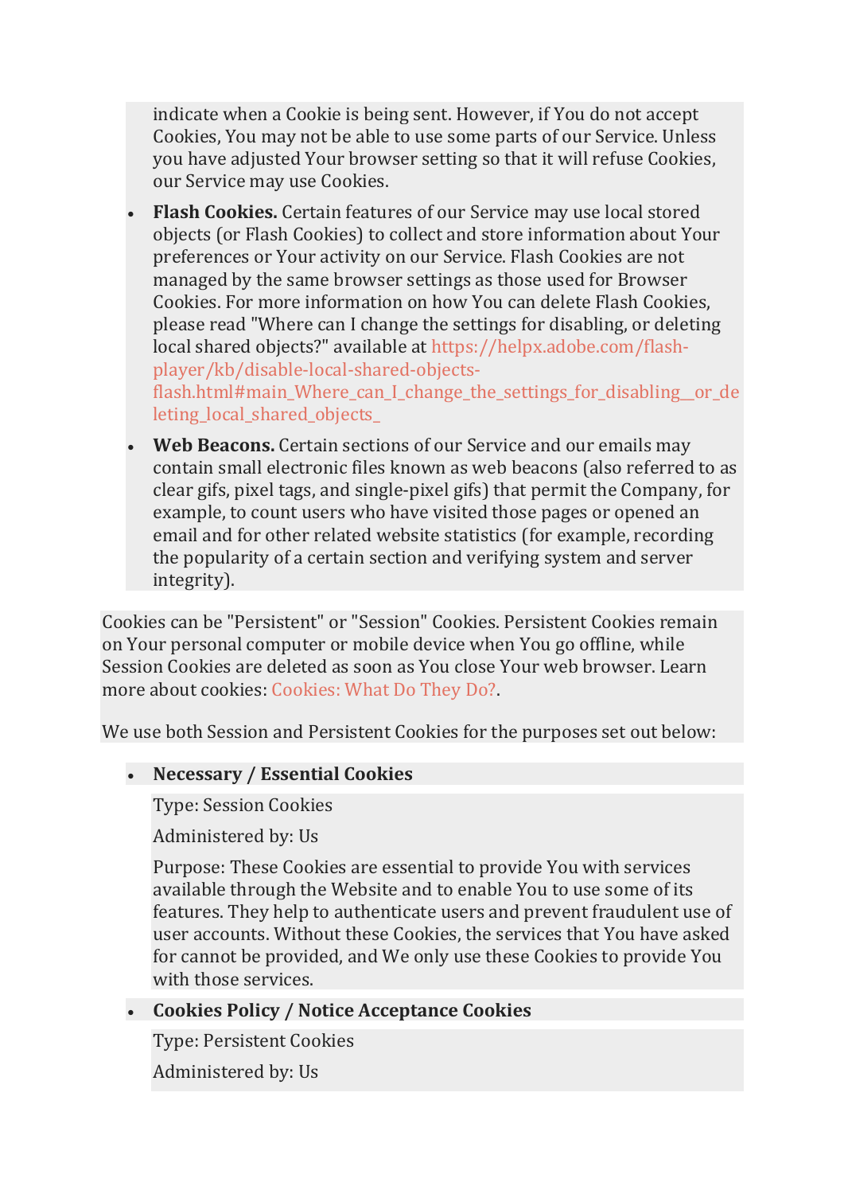indicate when a Cookie is being sent. However, if You do not accept Cookies, You may not be able to use some parts of our Service. Unless you have adjusted Your browser setting so that it will refuse Cookies, our Service may use Cookies.

- **Flash Cookies.** Certain features of our Service may use local stored objects (or Flash Cookies) to collect and store information about Your preferences or Your activity on our Service. Flash Cookies are not managed by the same browser settings as those used for Browser Cookies. For more information on how You can delete Flash Cookies, please read "Where can I change the settings for disabling, or deleting local shared objects?" available at https://helpx.adobe.com/flash-player/kb/disable-local-shared-objects-flash.html#main_Where_can_I_change_the_settings_for_disabling__or_deleting_local_shared_objects_
- **Web Beacons.** Certain sections of our Service and our emails may contain small electronic files known as web beacons (also referred to as clear gifs, pixel tags, and single-pixel gifs) that permit the Company, for example, to count users who have visited those pages or opened an email and for other related website statistics (for example, recording the popularity of a certain section and verifying system and server integrity).

Cookies can be "Persistent" or "Session" Cookies. Persistent Cookies remain on Your personal computer or mobile device when You go offline, while Session Cookies are deleted as soon as You close Your web browser. Learn more about cookies: Cookies: What Do They Do?.

We use both Session and Persistent Cookies for the purposes set out below:

- **Necessary / Essential Cookies**

  Type: Session Cookies

  Administered by: Us

  Purpose: These Cookies are essential to provide You with services available through the Website and to enable You to use some of its features. They help to authenticate users and prevent fraudulent use of user accounts. Without these Cookies, the services that You have asked for cannot be provided, and We only use these Cookies to provide You with those services.

- **Cookies Policy / Notice Acceptance Cookies**

  Type: Persistent Cookies

  Administered by: Us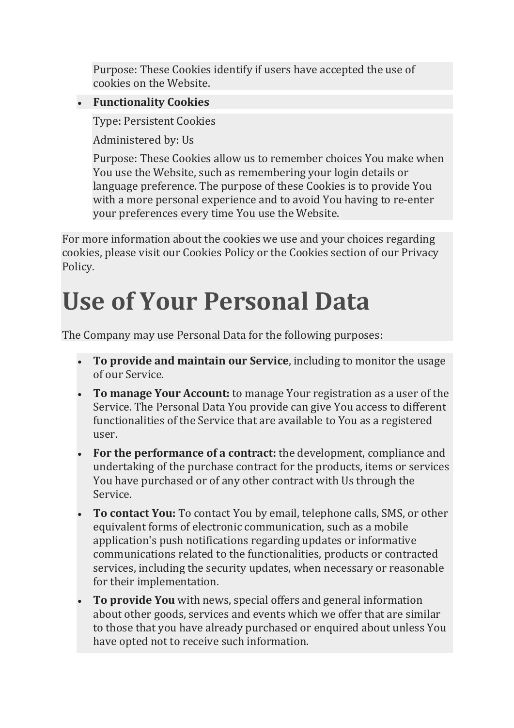Purpose: These Cookies identify if users have accepted the use of cookies on the Website.

- **Functionality Cookies**

  Type: Persistent Cookies

  Administered by: Us

  Purpose: These Cookies allow us to remember choices You make when You use the Website, such as remembering your login details or language preference. The purpose of these Cookies is to provide You with a more personal experience and to avoid You having to re-enter your preferences every time You use the Website.

For more information about the cookies we use and your choices regarding cookies, please visit our Cookies Policy or the Cookies section of our Privacy Policy.

# Use of Your Personal Data

The Company may use Personal Data for the following purposes:

- **To provide and maintain our Service**, including to monitor the usage of our Service.
- **To manage Your Account:** to manage Your registration as a user of the Service. The Personal Data You provide can give You access to different functionalities of the Service that are available to You as a registered user.
- **For the performance of a contract:** the development, compliance and undertaking of the purchase contract for the products, items or services You have purchased or of any other contract with Us through the Service.
- **To contact You:** To contact You by email, telephone calls, SMS, or other equivalent forms of electronic communication, such as a mobile application's push notifications regarding updates or informative communications related to the functionalities, products or contracted services, including the security updates, when necessary or reasonable for their implementation.
- **To provide You** with news, special offers and general information about other goods, services and events which we offer that are similar to those that you have already purchased or enquired about unless You have opted not to receive such information.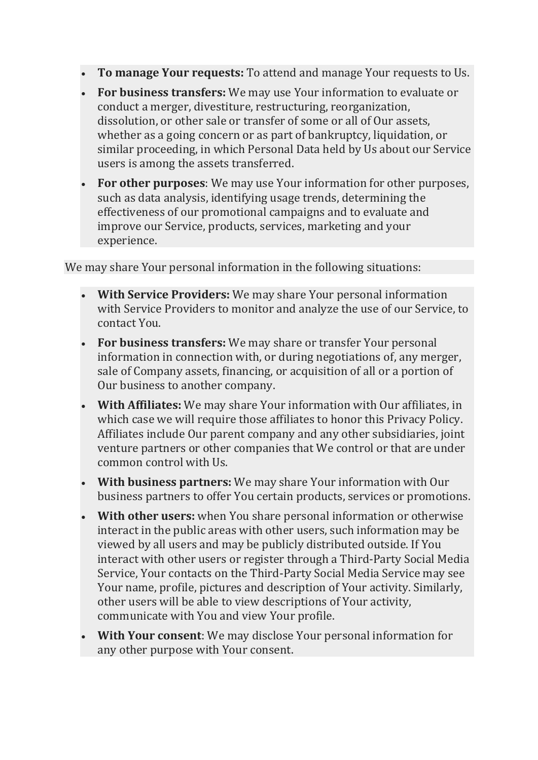- **To manage Your requests:** To attend and manage Your requests to Us.
- **For business transfers:** We may use Your information to evaluate or conduct a merger, divestiture, restructuring, reorganization, dissolution, or other sale or transfer of some or all of Our assets, whether as a going concern or as part of bankruptcy, liquidation, or similar proceeding, in which Personal Data held by Us about our Service users is among the assets transferred.
- **For other purposes**: We may use Your information for other purposes, such as data analysis, identifying usage trends, determining the effectiveness of our promotional campaigns and to evaluate and improve our Service, products, services, marketing and your experience.

We may share Your personal information in the following situations:

- **With Service Providers:** We may share Your personal information with Service Providers to monitor and analyze the use of our Service, to contact You.
- **For business transfers:** We may share or transfer Your personal information in connection with, or during negotiations of, any merger, sale of Company assets, financing, or acquisition of all or a portion of Our business to another company.
- **With Affiliates:** We may share Your information with Our affiliates, in which case we will require those affiliates to honor this Privacy Policy. Affiliates include Our parent company and any other subsidiaries, joint venture partners or other companies that We control or that are under common control with Us.
- **With business partners:** We may share Your information with Our business partners to offer You certain products, services or promotions.
- **With other users:** when You share personal information or otherwise interact in the public areas with other users, such information may be viewed by all users and may be publicly distributed outside. If You interact with other users or register through a Third-Party Social Media Service, Your contacts on the Third-Party Social Media Service may see Your name, profile, pictures and description of Your activity. Similarly, other users will be able to view descriptions of Your activity, communicate with You and view Your profile.
- **With Your consent**: We may disclose Your personal information for any other purpose with Your consent.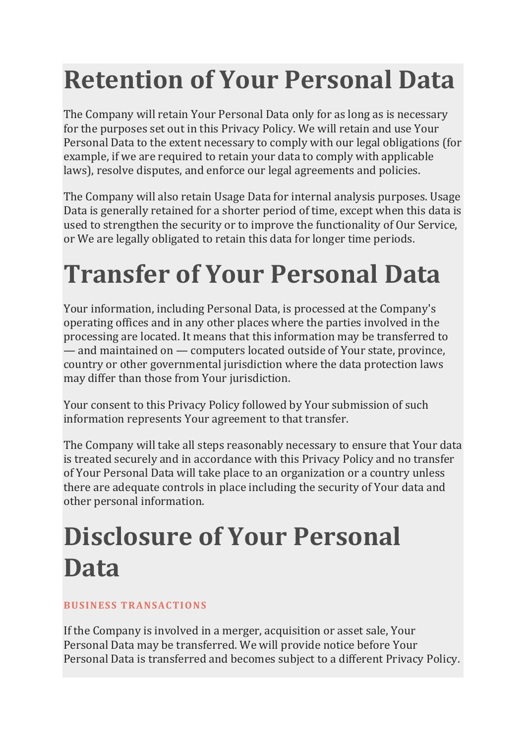# Retention of Your Personal Data

The Company will retain Your Personal Data only for as long as is necessary for the purposes set out in this Privacy Policy. We will retain and use Your Personal Data to the extent necessary to comply with our legal obligations (for example, if we are required to retain your data to comply with applicable laws), resolve disputes, and enforce our legal agreements and policies.

The Company will also retain Usage Data for internal analysis purposes. Usage Data is generally retained for a shorter period of time, except when this data is used to strengthen the security or to improve the functionality of Our Service, or We are legally obligated to retain this data for longer time periods.

# Transfer of Your Personal Data

Your information, including Personal Data, is processed at the Company's operating offices and in any other places where the parties involved in the processing are located. It means that this information may be transferred to — and maintained on — computers located outside of Your state, province, country or other governmental jurisdiction where the data protection laws may differ than those from Your jurisdiction.

Your consent to this Privacy Policy followed by Your submission of such information represents Your agreement to that transfer.

The Company will take all steps reasonably necessary to ensure that Your data is treated securely and in accordance with this Privacy Policy and no transfer of Your Personal Data will take place to an organization or a country unless there are adequate controls in place including the security of Your data and other personal information.

# Disclosure of Your Personal Data

### BUSINESS TRANSACTIONS

If the Company is involved in a merger, acquisition or asset sale, Your Personal Data may be transferred. We will provide notice before Your Personal Data is transferred and becomes subject to a different Privacy Policy.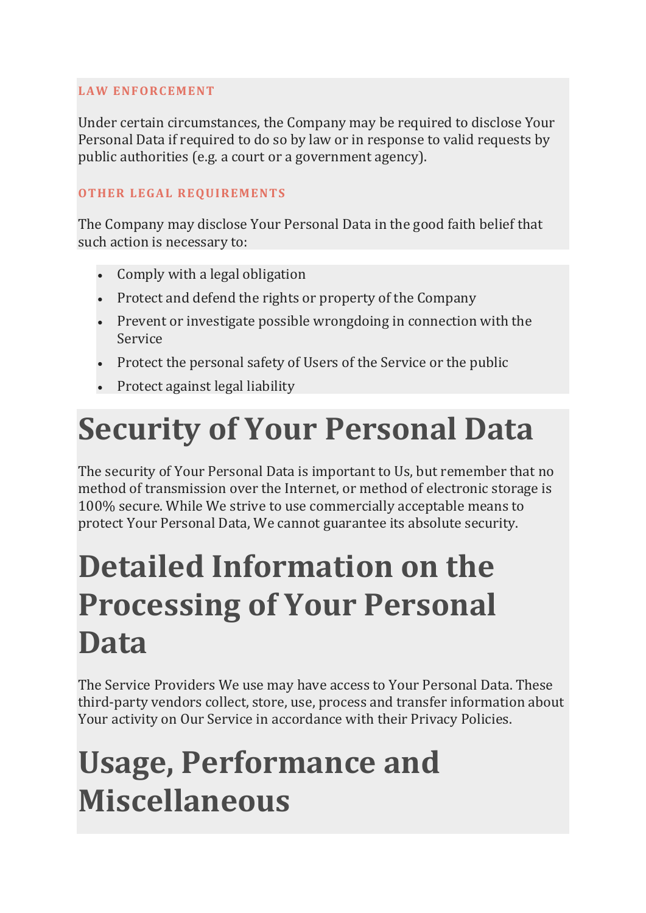### LAW ENFORCEMENT

Under certain circumstances, the Company may be required to disclose Your Personal Data if required to do so by law or in response to valid requests by public authorities (e.g. a court or a government agency).

### OTHER LEGAL REQUIREMENTS

The Company may disclose Your Personal Data in the good faith belief that such action is necessary to:

- Comply with a legal obligation
- Protect and defend the rights or property of the Company
- Prevent or investigate possible wrongdoing in connection with the Service
- Protect the personal safety of Users of the Service or the public
- Protect against legal liability

# Security of Your Personal Data

The security of Your Personal Data is important to Us, but remember that no method of transmission over the Internet, or method of electronic storage is 100% secure. While We strive to use commercially acceptable means to protect Your Personal Data, We cannot guarantee its absolute security.

# Detailed Information on the Processing of Your Personal Data

The Service Providers We use may have access to Your Personal Data. These third-party vendors collect, store, use, process and transfer information about Your activity on Our Service in accordance with their Privacy Policies.

# Usage, Performance and Miscellaneous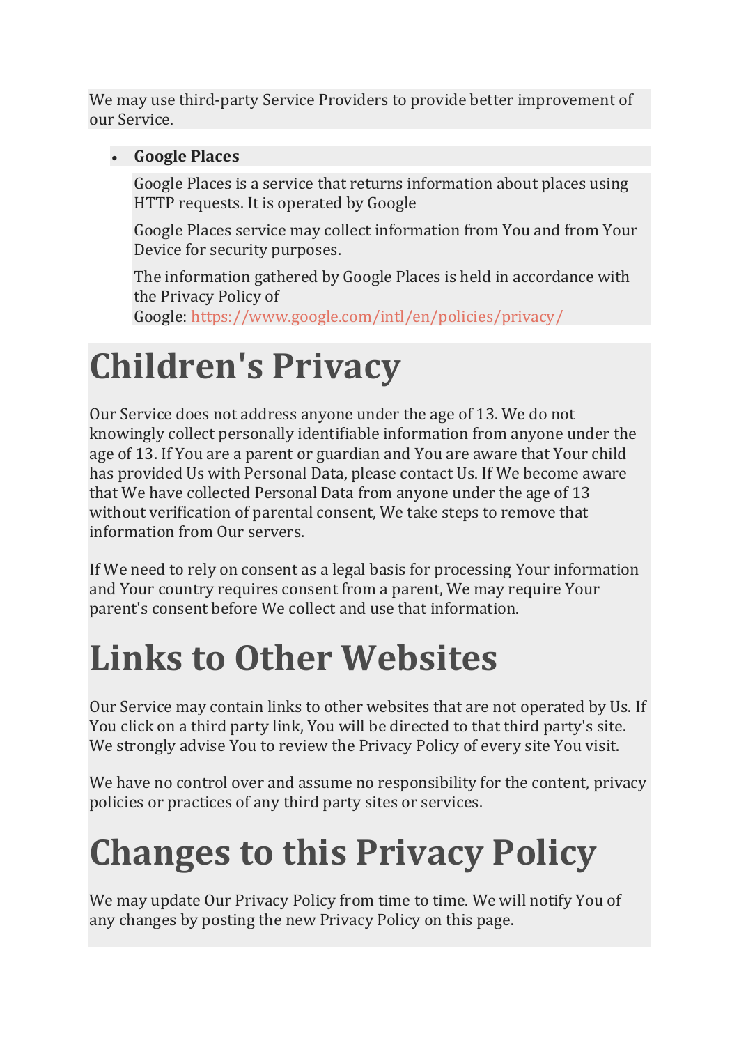We may use third-party Service Providers to provide better improvement of our Service.

- **Google Places**

  Google Places is a service that returns information about places using HTTP requests. It is operated by Google

  Google Places service may collect information from You and from Your Device for security purposes.

  The information gathered by Google Places is held in accordance with the Privacy Policy of Google: https://www.google.com/intl/en/policies/privacy/

# Children's Privacy

Our Service does not address anyone under the age of 13. We do not knowingly collect personally identifiable information from anyone under the age of 13. If You are a parent or guardian and You are aware that Your child has provided Us with Personal Data, please contact Us. If We become aware that We have collected Personal Data from anyone under the age of 13 without verification of parental consent, We take steps to remove that information from Our servers.

If We need to rely on consent as a legal basis for processing Your information and Your country requires consent from a parent, We may require Your parent's consent before We collect and use that information.

# Links to Other Websites

Our Service may contain links to other websites that are not operated by Us. If You click on a third party link, You will be directed to that third party's site. We strongly advise You to review the Privacy Policy of every site You visit.

We have no control over and assume no responsibility for the content, privacy policies or practices of any third party sites or services.

# Changes to this Privacy Policy

We may update Our Privacy Policy from time to time. We will notify You of any changes by posting the new Privacy Policy on this page.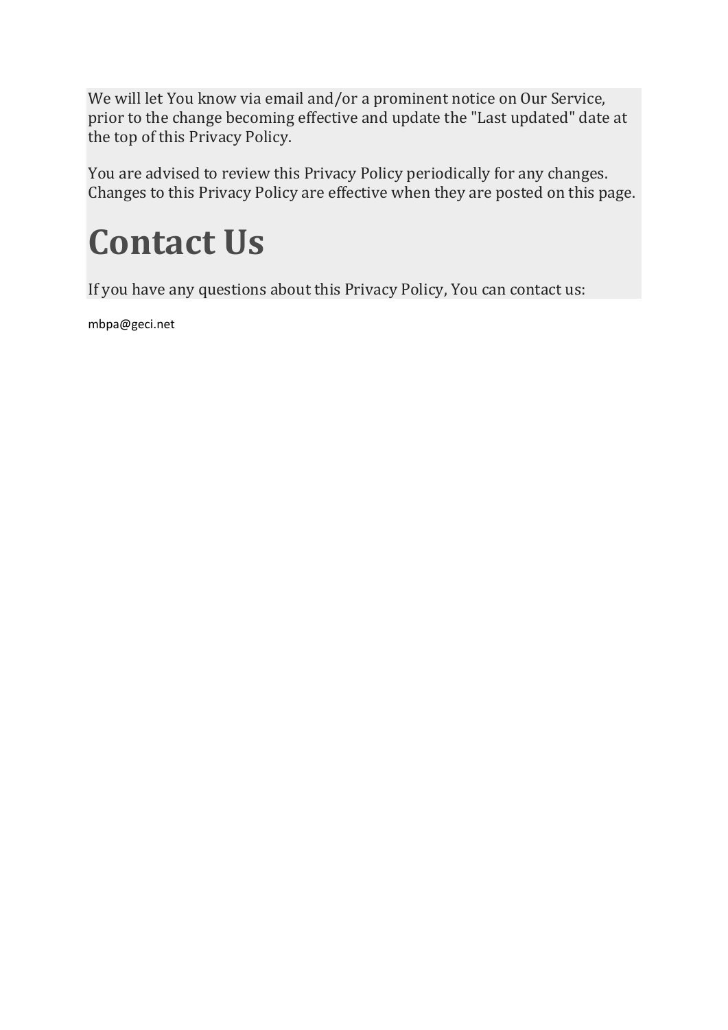We will let You know via email and/or a prominent notice on Our Service, prior to the change becoming effective and update the "Last updated" date at the top of this Privacy Policy.

You are advised to review this Privacy Policy periodically for any changes. Changes to this Privacy Policy are effective when they are posted on this page.

# Contact Us

If you have any questions about this Privacy Policy, You can contact us:

mbpa@geci.net